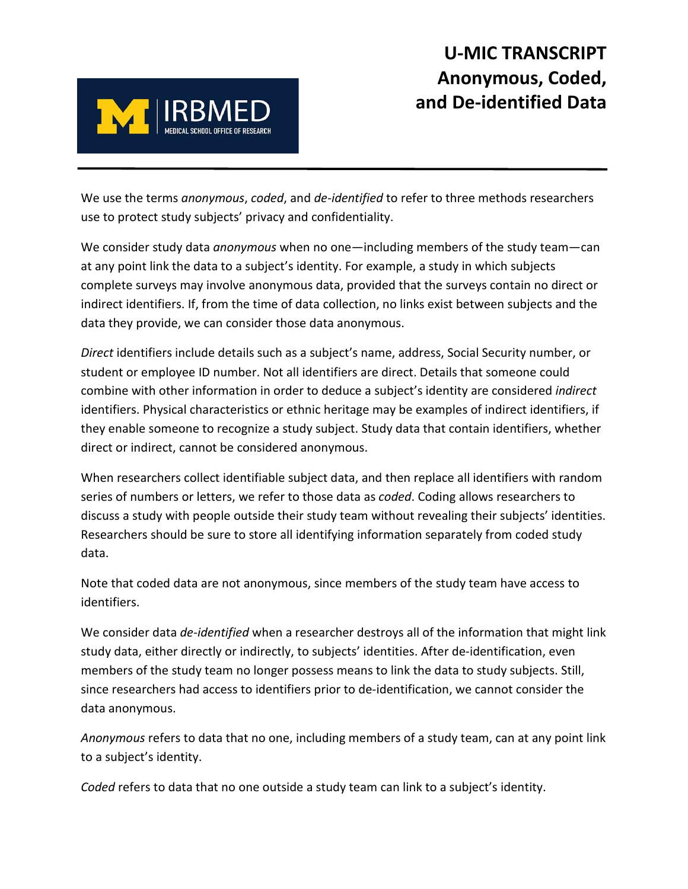# U-MIC TRANSCRIPT
# Anonymous, Coded, and De-identified Data

IRBMED
MEDICAL SCHOOL OFFICE OF RESEARCH

We use the terms *anonymous*, *coded*, and *de-identified* to refer to three methods researchers use to protect study subjects' privacy and confidentiality.

We consider study data *anonymous* when no one—including members of the study team—can at any point link the data to a subject's identity. For example, a study in which subjects complete surveys may involve anonymous data, provided that the surveys contain no direct or indirect identifiers. If, from the time of data collection, no links exist between subjects and the data they provide, we can consider those data anonymous.

*Direct* identifiers include details such as a subject's name, address, Social Security number, or student or employee ID number. Not all identifiers are direct. Details that someone could combine with other information in order to deduce a subject's identity are considered *indirect* identifiers. Physical characteristics or ethnic heritage may be examples of indirect identifiers, if they enable someone to recognize a study subject. Study data that contain identifiers, whether direct or indirect, cannot be considered anonymous.

When researchers collect identifiable subject data, and then replace all identifiers with random series of numbers or letters, we refer to those data as *coded*. Coding allows researchers to discuss a study with people outside their study team without revealing their subjects' identities. Researchers should be sure to store all identifying information separately from coded study data.

Note that coded data are not anonymous, since members of the study team have access to identifiers.

We consider data *de-identified* when a researcher destroys all of the information that might link study data, either directly or indirectly, to subjects' identities. After de-identification, even members of the study team no longer possess means to link the data to study subjects. Still, since researchers had access to identifiers prior to de-identification, we cannot consider the data anonymous.

*Anonymous* refers to data that no one, including members of a study team, can at any point link to a subject's identity.

*Coded* refers to data that no one outside a study team can link to a subject's identity.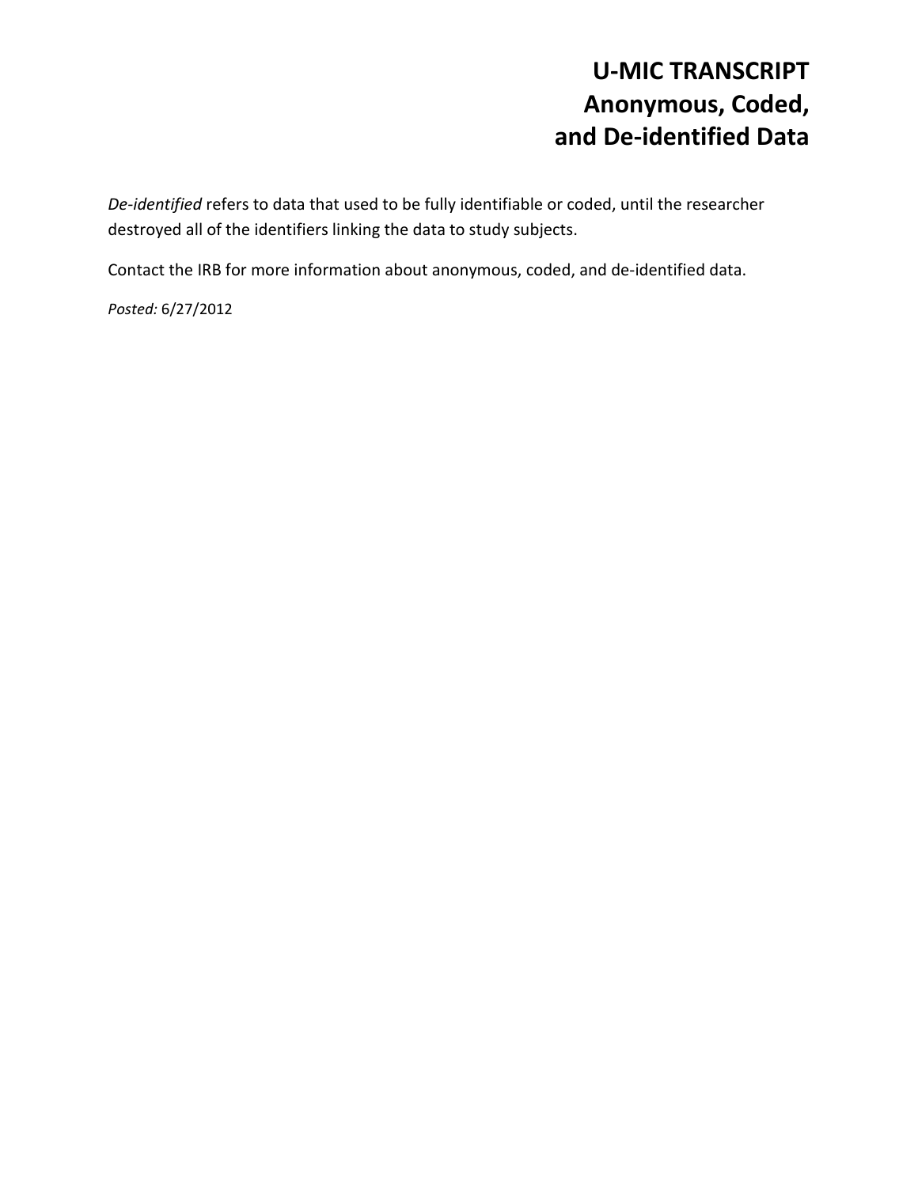*De-identified* refers to data that used to be fully identifiable or coded, until the researcher destroyed all of the identifiers linking the data to study subjects.

Contact the IRB for more information about anonymous, coded, and de-identified data.

*Posted:* 6/27/2012